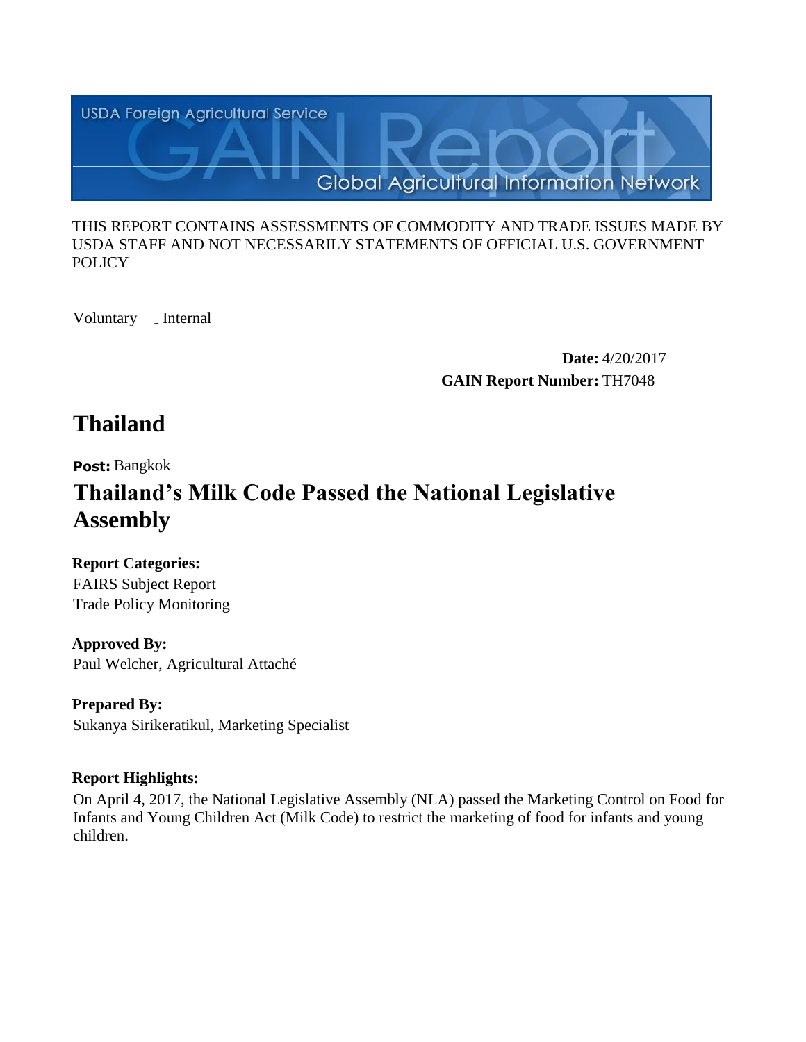USDA Foreign Agricultural Service

GAIN Report

Global Agricultural Information Network

THIS REPORT CONTAINS ASSESSMENTS OF COMMODITY AND TRADE ISSUES MADE BY USDA STAFF AND NOT NECESSARILY STATEMENTS OF OFFICIAL U.S. GOVERNMENT POLICY

Voluntary _ Internal

**Date:** 4/20/2017

**GAIN Report Number:** TH7048

# Thailand

**Post:** Bangkok

# Thailand's Milk Code Passed the National Legislative Assembly

**Report Categories:**

FAIRS Subject Report

Trade Policy Monitoring

**Approved By:**

Paul Welcher, Agricultural Attaché

**Prepared By:**

Sukanya Sirikeratikul, Marketing Specialist

**Report Highlights:**

On April 4, 2017, the National Legislative Assembly (NLA) passed the Marketing Control on Food for Infants and Young Children Act (Milk Code) to restrict the marketing of food for infants and young children.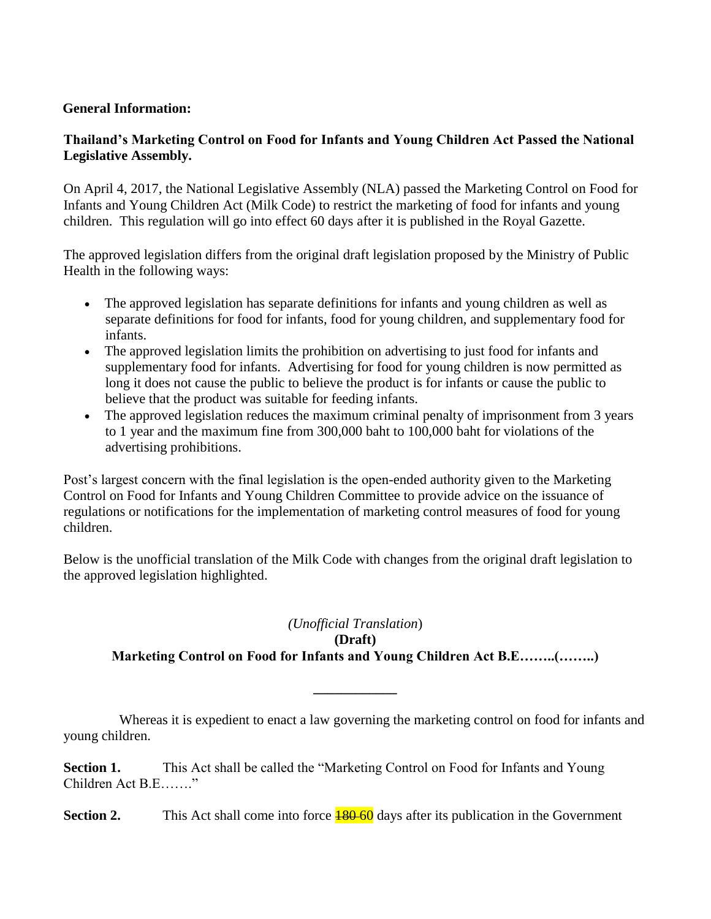**General Information:**

**Thailand's Marketing Control on Food for Infants and Young Children Act Passed the National Legislative Assembly.**

On April 4, 2017, the National Legislative Assembly (NLA) passed the Marketing Control on Food for Infants and Young Children Act (Milk Code) to restrict the marketing of food for infants and young children. This regulation will go into effect 60 days after it is published in the Royal Gazette.

The approved legislation differs from the original draft legislation proposed by the Ministry of Public Health in the following ways:

- The approved legislation has separate definitions for infants and young children as well as separate definitions for food for infants, food for young children, and supplementary food for infants.
- The approved legislation limits the prohibition on advertising to just food for infants and supplementary food for infants. Advertising for food for young children is now permitted as long it does not cause the public to believe the product is for infants or cause the public to believe that the product was suitable for feeding infants.
- The approved legislation reduces the maximum criminal penalty of imprisonment from 3 years to 1 year and the maximum fine from 300,000 baht to 100,000 baht for violations of the advertising prohibitions.

Post's largest concern with the final legislation is the open-ended authority given to the Marketing Control on Food for Infants and Young Children Committee to provide advice on the issuance of regulations or notifications for the implementation of marketing control measures of food for young children.

Below is the unofficial translation of the Milk Code with changes from the original draft legislation to the approved legislation highlighted.

*(Unofficial Translation)*

**(Draft)**

**Marketing Control on Food for Infants and Young Children Act B.E……..(……..)**

---

Whereas it is expedient to enact a law governing the marketing control on food for infants and young children.

**Section 1.** This Act shall be called the "Marketing Control on Food for Infants and Young Children Act B.E……."

**Section 2.** This Act shall come into force ~~180~~ 60 days after its publication in the Government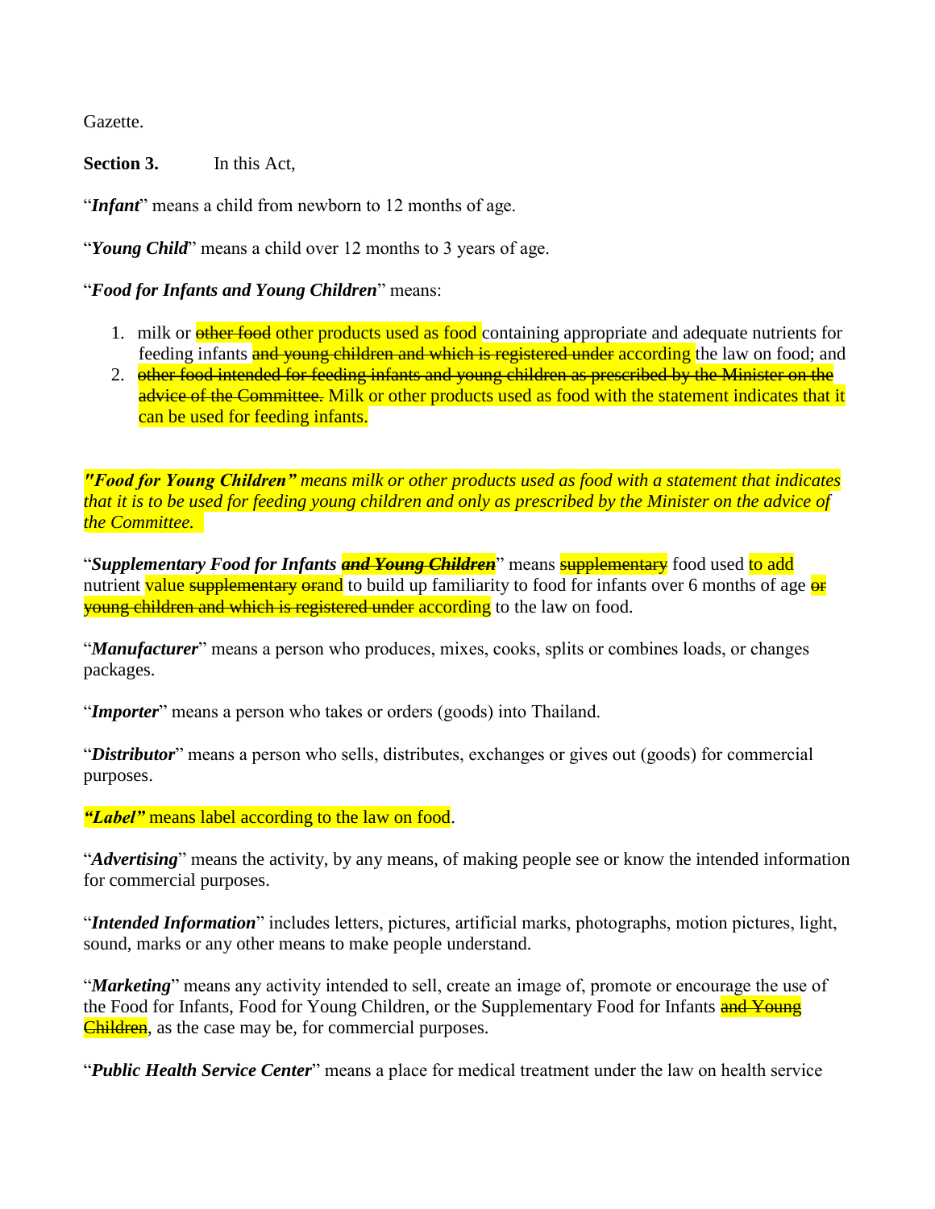Gazette.

**Section 3.** In this Act,

"***Infant***" means a child from newborn to 12 months of age.

"***Young Child***" means a child over 12 months to 3 years of age.

"***Food for Infants and Young Children***" means:

1. milk or ~~other food~~ other products used as food containing appropriate and adequate nutrients for feeding infants ~~and young children and which is registered under~~ according the law on food; and
2. ~~other food intended for feeding infants and young children as prescribed by the Minister on the advice of the Committee.~~ Milk or other products used as food with the statement indicates that it can be used for feeding infants.

***"Food for Young Children"*** *means milk or other products used as food with a statement that indicates that it is to be used for feeding young children and only as prescribed by the Minister on the advice of the Committee.*

"***Supplementary Food for Infants ~~and Young Children~~***" means ~~supplementary~~ food used to add nutrient value ~~supplementary or~~and to build up familiarity to food for infants over 6 months of age ~~or young children and which is registered under~~ according to the law on food.

"***Manufacturer***" means a person who produces, mixes, cooks, splits or combines loads, or changes packages.

"***Importer***" means a person who takes or orders (goods) into Thailand.

"***Distributor***" means a person who sells, distributes, exchanges or gives out (goods) for commercial purposes.

***"Label"*** means label according to the law on food.

"***Advertising***" means the activity, by any means, of making people see or know the intended information for commercial purposes.

"***Intended Information***" includes letters, pictures, artificial marks, photographs, motion pictures, light, sound, marks or any other means to make people understand.

"***Marketing***" means any activity intended to sell, create an image of, promote or encourage the use of the Food for Infants, Food for Young Children, or the Supplementary Food for Infants ~~and Young Children~~, as the case may be, for commercial purposes.

"***Public Health Service Center***" means a place for medical treatment under the law on health service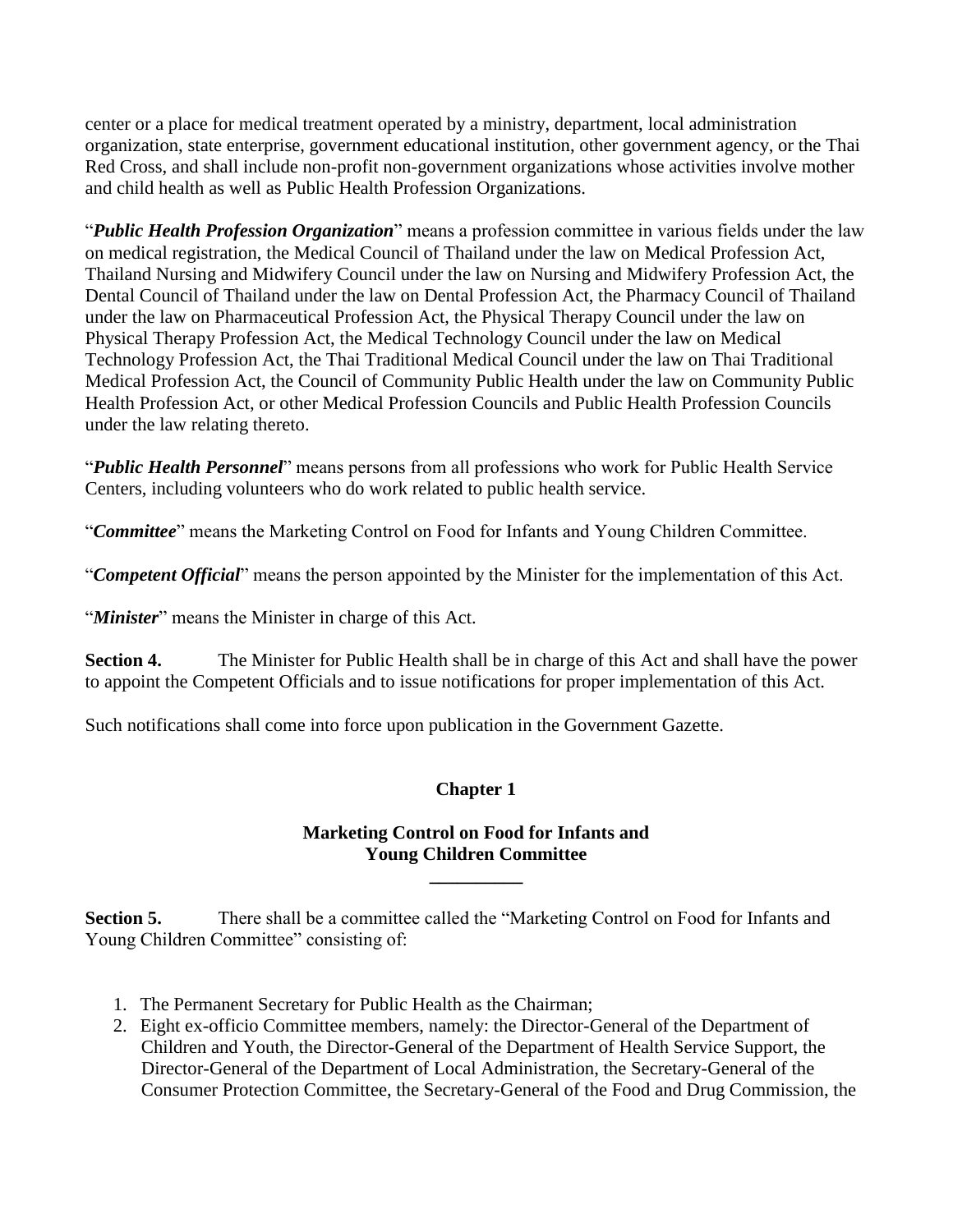center or a place for medical treatment operated by a ministry, department, local administration organization, state enterprise, government educational institution, other government agency, or the Thai Red Cross, and shall include non-profit non-government organizations whose activities involve mother and child health as well as Public Health Profession Organizations.

"***Public Health Profession Organization***" means a profession committee in various fields under the law on medical registration, the Medical Council of Thailand under the law on Medical Profession Act, Thailand Nursing and Midwifery Council under the law on Nursing and Midwifery Profession Act, the Dental Council of Thailand under the law on Dental Profession Act, the Pharmacy Council of Thailand under the law on Pharmaceutical Profession Act, the Physical Therapy Council under the law on Physical Therapy Profession Act, the Medical Technology Council under the law on Medical Technology Profession Act, the Thai Traditional Medical Council under the law on Thai Traditional Medical Profession Act, the Council of Community Public Health under the law on Community Public Health Profession Act, or other Medical Profession Councils and Public Health Profession Councils under the law relating thereto.

"***Public Health Personnel***" means persons from all professions who work for Public Health Service Centers, including volunteers who do work related to public health service.

"***Committee***" means the Marketing Control on Food for Infants and Young Children Committee.

"***Competent Official***" means the person appointed by the Minister for the implementation of this Act.

"***Minister***" means the Minister in charge of this Act.

**Section 4.** The Minister for Public Health shall be in charge of this Act and shall have the power to appoint the Competent Officials and to issue notifications for proper implementation of this Act.

Such notifications shall come into force upon publication in the Government Gazette.

## Chapter 1

## Marketing Control on Food for Infants and Young Children Committee

**Section 5.** There shall be a committee called the "Marketing Control on Food for Infants and Young Children Committee" consisting of:

1. The Permanent Secretary for Public Health as the Chairman;
2. Eight ex-officio Committee members, namely: the Director-General of the Department of Children and Youth, the Director-General of the Department of Health Service Support, the Director-General of the Department of Local Administration, the Secretary-General of the Consumer Protection Committee, the Secretary-General of the Food and Drug Commission, the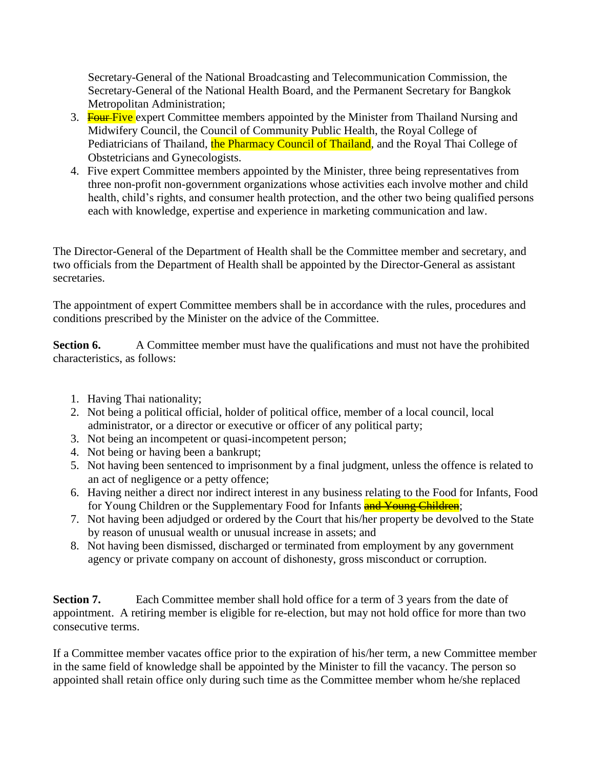Secretary-General of the National Broadcasting and Telecommunication Commission, the Secretary-General of the National Health Board, and the Permanent Secretary for Bangkok Metropolitan Administration;

3. ~~Four~~ Five expert Committee members appointed by the Minister from Thailand Nursing and Midwifery Council, the Council of Community Public Health, the Royal College of Pediatricians of Thailand, the Pharmacy Council of Thailand, and the Royal Thai College of Obstetricians and Gynecologists.
4. Five expert Committee members appointed by the Minister, three being representatives from three non-profit non-government organizations whose activities each involve mother and child health, child's rights, and consumer health protection, and the other two being qualified persons each with knowledge, expertise and experience in marketing communication and law.

The Director-General of the Department of Health shall be the Committee member and secretary, and two officials from the Department of Health shall be appointed by the Director-General as assistant secretaries.

The appointment of expert Committee members shall be in accordance with the rules, procedures and conditions prescribed by the Minister on the advice of the Committee.

**Section 6.** A Committee member must have the qualifications and must not have the prohibited characteristics, as follows:

1. Having Thai nationality;
2. Not being a political official, holder of political office, member of a local council, local administrator, or a director or executive or officer of any political party;
3. Not being an incompetent or quasi-incompetent person;
4. Not being or having been a bankrupt;
5. Not having been sentenced to imprisonment by a final judgment, unless the offence is related to an act of negligence or a petty offence;
6. Having neither a direct nor indirect interest in any business relating to the Food for Infants, Food for Young Children or the Supplementary Food for Infants ~~and Young Children~~;
7. Not having been adjudged or ordered by the Court that his/her property be devolved to the State by reason of unusual wealth or unusual increase in assets; and
8. Not having been dismissed, discharged or terminated from employment by any government agency or private company on account of dishonesty, gross misconduct or corruption.

**Section 7.** Each Committee member shall hold office for a term of 3 years from the date of appointment. A retiring member is eligible for re-election, but may not hold office for more than two consecutive terms.

If a Committee member vacates office prior to the expiration of his/her term, a new Committee member in the same field of knowledge shall be appointed by the Minister to fill the vacancy. The person so appointed shall retain office only during such time as the Committee member whom he/she replaced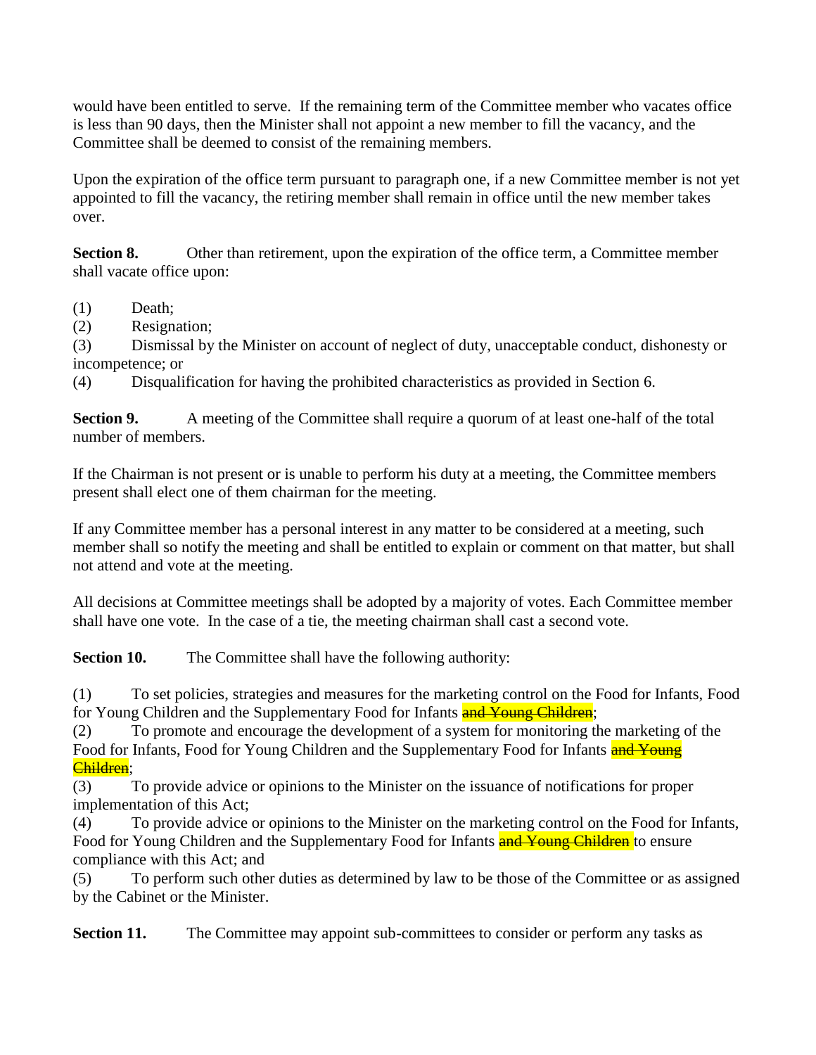would have been entitled to serve. If the remaining term of the Committee member who vacates office is less than 90 days, then the Minister shall not appoint a new member to fill the vacancy, and the Committee shall be deemed to consist of the remaining members.

Upon the expiration of the office term pursuant to paragraph one, if a new Committee member is not yet appointed to fill the vacancy, the retiring member shall remain in office until the new member takes over.

**Section 8.** Other than retirement, upon the expiration of the office term, a Committee member shall vacate office upon:

(1) Death;
(2) Resignation;
(3) Dismissal by the Minister on account of neglect of duty, unacceptable conduct, dishonesty or incompetence; or
(4) Disqualification for having the prohibited characteristics as provided in Section 6.

**Section 9.** A meeting of the Committee shall require a quorum of at least one-half of the total number of members.

If the Chairman is not present or is unable to perform his duty at a meeting, the Committee members present shall elect one of them chairman for the meeting.

If any Committee member has a personal interest in any matter to be considered at a meeting, such member shall so notify the meeting and shall be entitled to explain or comment on that matter, but shall not attend and vote at the meeting.

All decisions at Committee meetings shall be adopted by a majority of votes. Each Committee member shall have one vote. In the case of a tie, the meeting chairman shall cast a second vote.

**Section 10.** The Committee shall have the following authority:

(1) To set policies, strategies and measures for the marketing control on the Food for Infants, Food for Young Children and the Supplementary Food for Infants ~~and Young Children~~;
(2) To promote and encourage the development of a system for monitoring the marketing of the Food for Infants, Food for Young Children and the Supplementary Food for Infants ~~and Young Children~~;
(3) To provide advice or opinions to the Minister on the issuance of notifications for proper implementation of this Act;
(4) To provide advice or opinions to the Minister on the marketing control on the Food for Infants, Food for Young Children and the Supplementary Food for Infants ~~and Young Children~~ to ensure compliance with this Act; and
(5) To perform such other duties as determined by law to be those of the Committee or as assigned by the Cabinet or the Minister.

**Section 11.** The Committee may appoint sub-committees to consider or perform any tasks as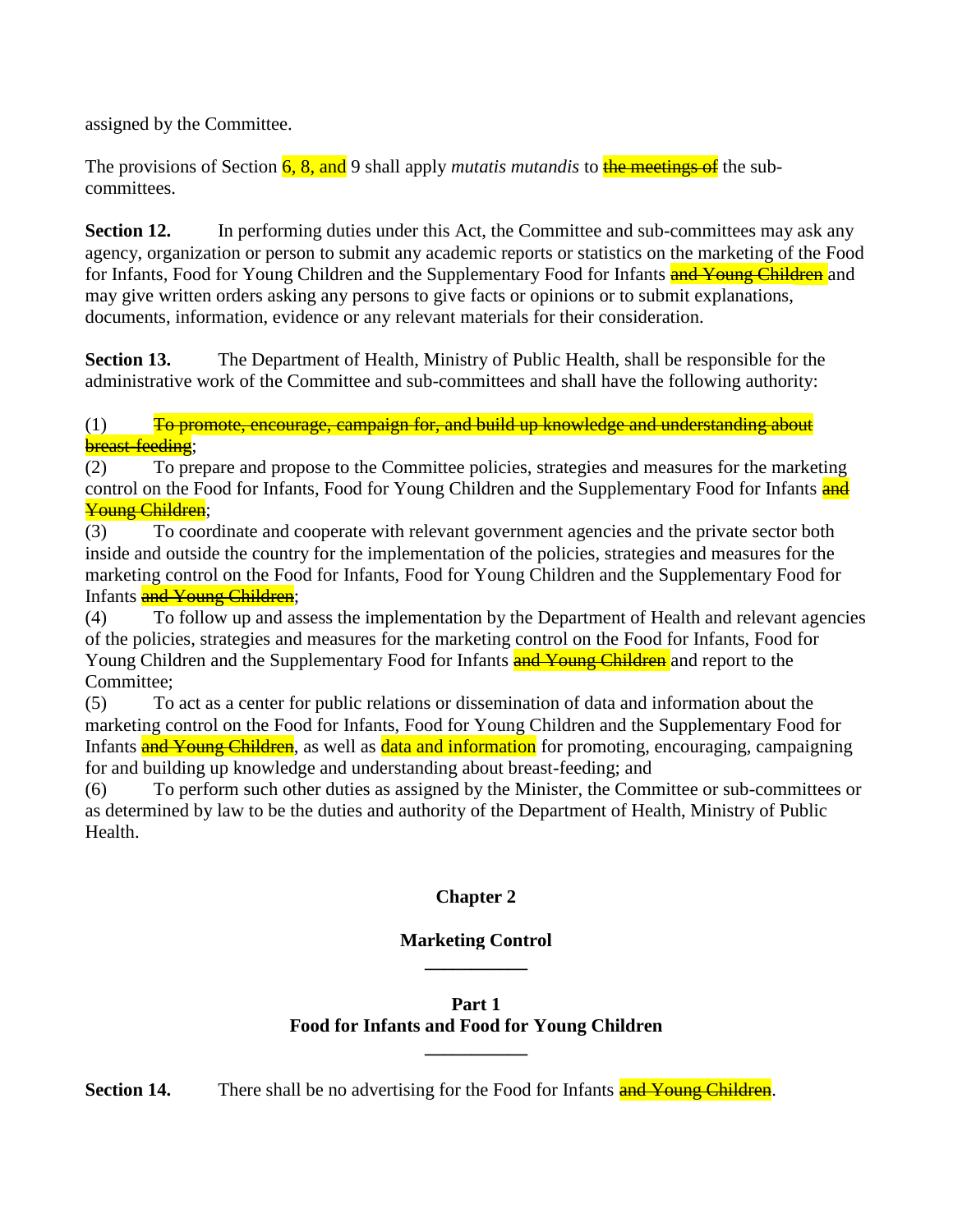assigned by the Committee.

The provisions of Section 6, 8, and 9 shall apply *mutatis mutandis* to ~~the meetings of~~ the sub-committees.

**Section 12.** In performing duties under this Act, the Committee and sub-committees may ask any agency, organization or person to submit any academic reports or statistics on the marketing of the Food for Infants, Food for Young Children and the Supplementary Food for Infants ~~and Young Children~~ and may give written orders asking any persons to give facts or opinions or to submit explanations, documents, information, evidence or any relevant materials for their consideration.

**Section 13.** The Department of Health, Ministry of Public Health, shall be responsible for the administrative work of the Committee and sub-committees and shall have the following authority:

(1) ~~To promote, encourage, campaign for, and build up knowledge and understanding about breast-feeding~~;
(2) To prepare and propose to the Committee policies, strategies and measures for the marketing control on the Food for Infants, Food for Young Children and the Supplementary Food for Infants ~~and Young Children~~;
(3) To coordinate and cooperate with relevant government agencies and the private sector both inside and outside the country for the implementation of the policies, strategies and measures for the marketing control on the Food for Infants, Food for Young Children and the Supplementary Food for Infants ~~and Young Children~~;
(4) To follow up and assess the implementation by the Department of Health and relevant agencies of the policies, strategies and measures for the marketing control on the Food for Infants, Food for Young Children and the Supplementary Food for Infants ~~and Young Children~~ and report to the Committee;
(5) To act as a center for public relations or dissemination of data and information about the marketing control on the Food for Infants, Food for Young Children and the Supplementary Food for Infants ~~and Young Children~~, as well as data and information for promoting, encouraging, campaigning for and building up knowledge and understanding about breast-feeding; and
(6) To perform such other duties as assigned by the Minister, the Committee or sub-committees or as determined by law to be the duties and authority of the Department of Health, Ministry of Public Health.

## Chapter 2

## Marketing Control

### Part 1
### Food for Infants and Food for Young Children

**Section 14.** There shall be no advertising for the Food for Infants ~~and Young Children~~.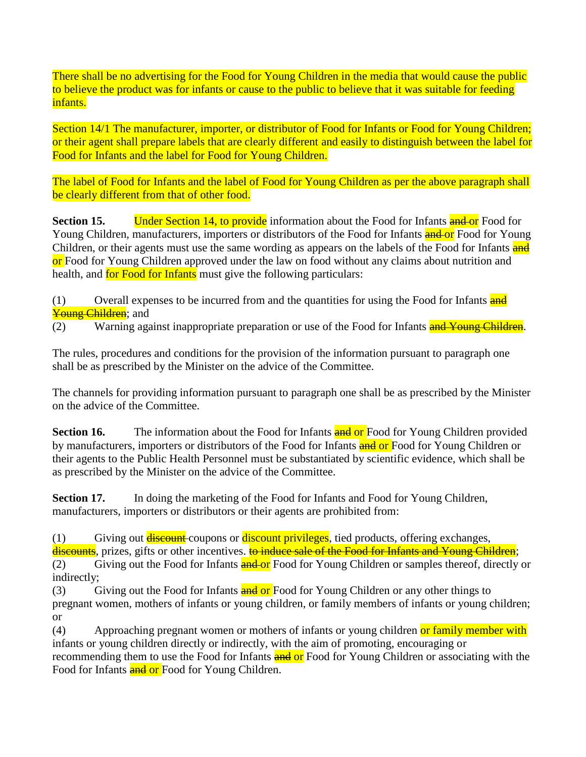There shall be no advertising for the Food for Young Children in the media that would cause the public to believe the product was for infants or cause to the public to believe that it was suitable for feeding infants.

Section 14/1 The manufacturer, importer, or distributor of Food for Infants or Food for Young Children; or their agent shall prepare labels that are clearly different and easily to distinguish between the label for Food for Infants and the label for Food for Young Children.

The label of Food for Infants and the label of Food for Young Children as per the above paragraph shall be clearly different from that of other food.

**Section 15.** Under Section 14, to provide information about the Food for Infants ~~and~~ or Food for Young Children, manufacturers, importers or distributors of the Food for Infants ~~and~~ or Food for Young Children, or their agents must use the same wording as appears on the labels of the Food for Infants ~~and~~ or Food for Young Children approved under the law on food without any claims about nutrition and health, and for Food for Infants must give the following particulars:

(1) Overall expenses to be incurred from and the quantities for using the Food for Infants ~~and Young Children~~; and
(2) Warning against inappropriate preparation or use of the Food for Infants ~~and Young Children~~.

The rules, procedures and conditions for the provision of the information pursuant to paragraph one shall be as prescribed by the Minister on the advice of the Committee.

The channels for providing information pursuant to paragraph one shall be as prescribed by the Minister on the advice of the Committee.

**Section 16.** The information about the Food for Infants ~~and~~ or Food for Young Children provided by manufacturers, importers or distributors of the Food for Infants ~~and~~ or Food for Young Children or their agents to the Public Health Personnel must be substantiated by scientific evidence, which shall be as prescribed by the Minister on the advice of the Committee.

**Section 17.** In doing the marketing of the Food for Infants and Food for Young Children, manufacturers, importers or distributors or their agents are prohibited from:

(1) Giving out ~~discount~~ coupons or discount privileges, tied products, offering exchanges, ~~discounts~~, prizes, gifts or other incentives. ~~to induce sale of the Food for Infants and Young Children~~;
(2) Giving out the Food for Infants ~~and~~ or Food for Young Children or samples thereof, directly or indirectly;
(3) Giving out the Food for Infants ~~and~~ or Food for Young Children or any other things to pregnant women, mothers of infants or young children, or family members of infants or young children; or
(4) Approaching pregnant women or mothers of infants or young children or family member with infants or young children directly or indirectly, with the aim of promoting, encouraging or recommending them to use the Food for Infants ~~and~~ or Food for Young Children or associating with the Food for Infants ~~and~~ or Food for Young Children.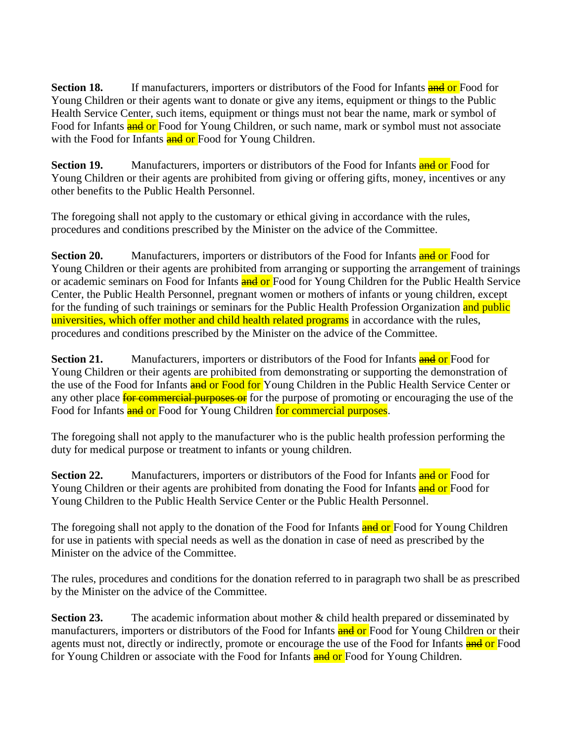**Section 18.** If manufacturers, importers or distributors of the Food for Infants ~~and~~ or Food for Young Children or their agents want to donate or give any items, equipment or things to the Public Health Service Center, such items, equipment or things must not bear the name, mark or symbol of Food for Infants ~~and~~ or Food for Young Children, or such name, mark or symbol must not associate with the Food for Infants ~~and~~ or Food for Young Children.

**Section 19.** Manufacturers, importers or distributors of the Food for Infants ~~and~~ or Food for Young Children or their agents are prohibited from giving or offering gifts, money, incentives or any other benefits to the Public Health Personnel.

The foregoing shall not apply to the customary or ethical giving in accordance with the rules, procedures and conditions prescribed by the Minister on the advice of the Committee.

**Section 20.** Manufacturers, importers or distributors of the Food for Infants ~~and~~ or Food for Young Children or their agents are prohibited from arranging or supporting the arrangement of trainings or academic seminars on Food for Infants ~~and~~ or Food for Young Children for the Public Health Service Center, the Public Health Personnel, pregnant women or mothers of infants or young children, except for the funding of such trainings or seminars for the Public Health Profession Organization and public universities, which offer mother and child health related programs in accordance with the rules, procedures and conditions prescribed by the Minister on the advice of the Committee.

**Section 21.** Manufacturers, importers or distributors of the Food for Infants ~~and~~ or Food for Young Children or their agents are prohibited from demonstrating or supporting the demonstration of the use of the Food for Infants ~~and~~ or Food for Young Children in the Public Health Service Center or any other place ~~for commercial purposes or~~ for the purpose of promoting or encouraging the use of the Food for Infants ~~and~~ or Food for Young Children for commercial purposes.

The foregoing shall not apply to the manufacturer who is the public health profession performing the duty for medical purpose or treatment to infants or young children.

**Section 22.** Manufacturers, importers or distributors of the Food for Infants ~~and~~ or Food for Young Children or their agents are prohibited from donating the Food for Infants ~~and~~ or Food for Young Children to the Public Health Service Center or the Public Health Personnel.

The foregoing shall not apply to the donation of the Food for Infants ~~and~~ or Food for Young Children for use in patients with special needs as well as the donation in case of need as prescribed by the Minister on the advice of the Committee.

The rules, procedures and conditions for the donation referred to in paragraph two shall be as prescribed by the Minister on the advice of the Committee.

**Section 23.** The academic information about mother & child health prepared or disseminated by manufacturers, importers or distributors of the Food for Infants ~~and~~ or Food for Young Children or their agents must not, directly or indirectly, promote or encourage the use of the Food for Infants ~~and~~ or Food for Young Children or associate with the Food for Infants ~~and~~ or Food for Young Children.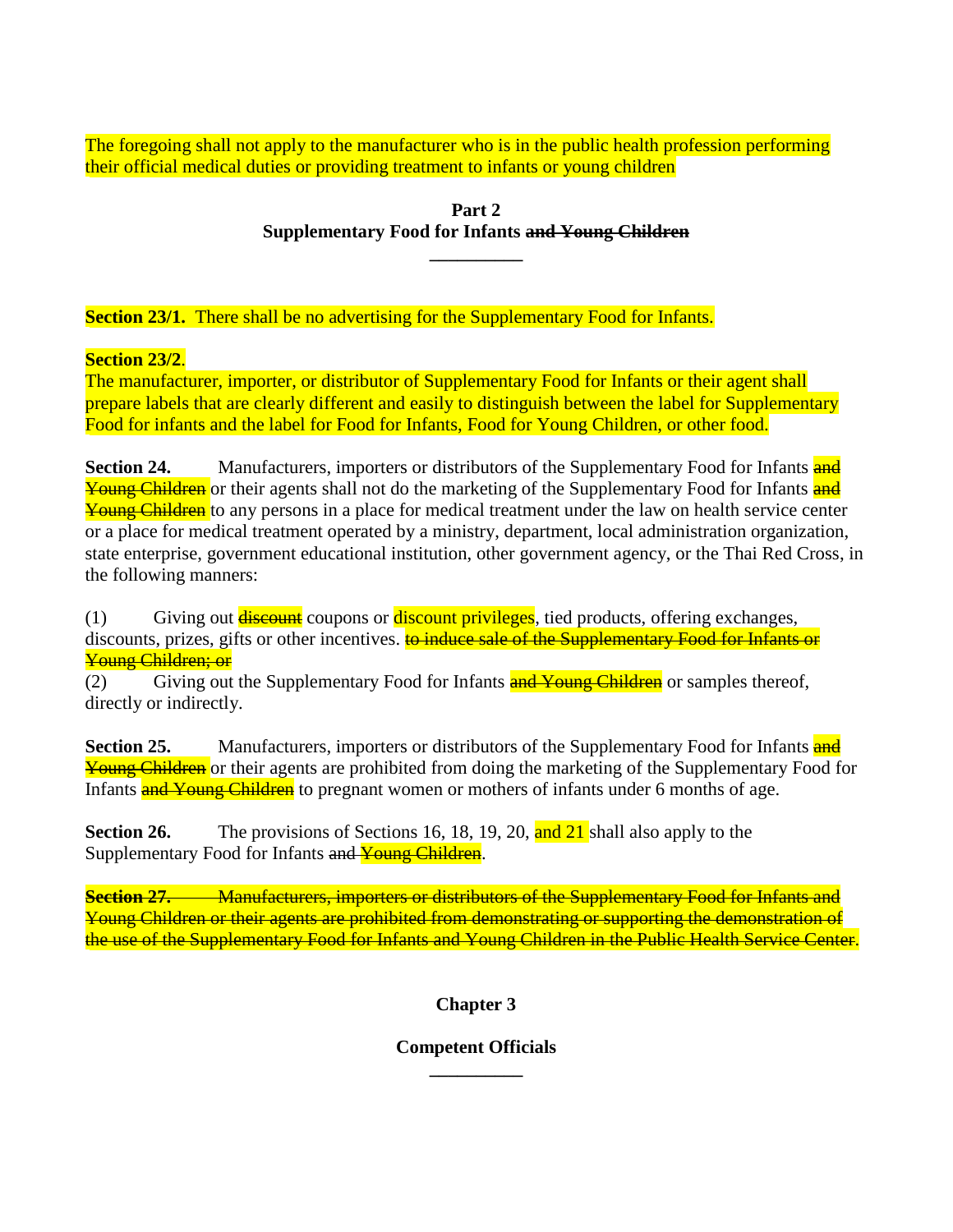The foregoing shall not apply to the manufacturer who is in the public health profession performing their official medical duties or providing treatment to infants or young children

**Part 2**
**Supplementary Food for Infants ~~and Young Children~~**

**Section 23/1.** There shall be no advertising for the Supplementary Food for Infants.

**Section 23/2**.
The manufacturer, importer, or distributor of Supplementary Food for Infants or their agent shall prepare labels that are clearly different and easily to distinguish between the label for Supplementary Food for infants and the label for Food for Infants, Food for Young Children, or other food.

**Section 24.** Manufacturers, importers or distributors of the Supplementary Food for Infants ~~and Young Children~~ or their agents shall not do the marketing of the Supplementary Food for Infants ~~and Young Children~~ to any persons in a place for medical treatment under the law on health service center or a place for medical treatment operated by a ministry, department, local administration organization, state enterprise, government educational institution, other government agency, or the Thai Red Cross, in the following manners:

(1) Giving out ~~discount~~ coupons or discount privileges, tied products, offering exchanges, discounts, prizes, gifts or other incentives. ~~to induce sale of the Supplementary Food for Infants or Young Children; or~~
(2) Giving out the Supplementary Food for Infants ~~and Young Children~~ or samples thereof, directly or indirectly.

**Section 25.** Manufacturers, importers or distributors of the Supplementary Food for Infants ~~and Young Children~~ or their agents are prohibited from doing the marketing of the Supplementary Food for Infants ~~and Young Children~~ to pregnant women or mothers of infants under 6 months of age.

**Section 26.** The provisions of Sections 16, 18, 19, 20, and 21 shall also apply to the Supplementary Food for Infants ~~and Young Children~~.

~~**Section 27.** Manufacturers, importers or distributors of the Supplementary Food for Infants and Young Children or their agents are prohibited from demonstrating or supporting the demonstration of the use of the Supplementary Food for Infants and Young Children in the Public Health Service Center.~~

## Chapter 3

## Competent Officials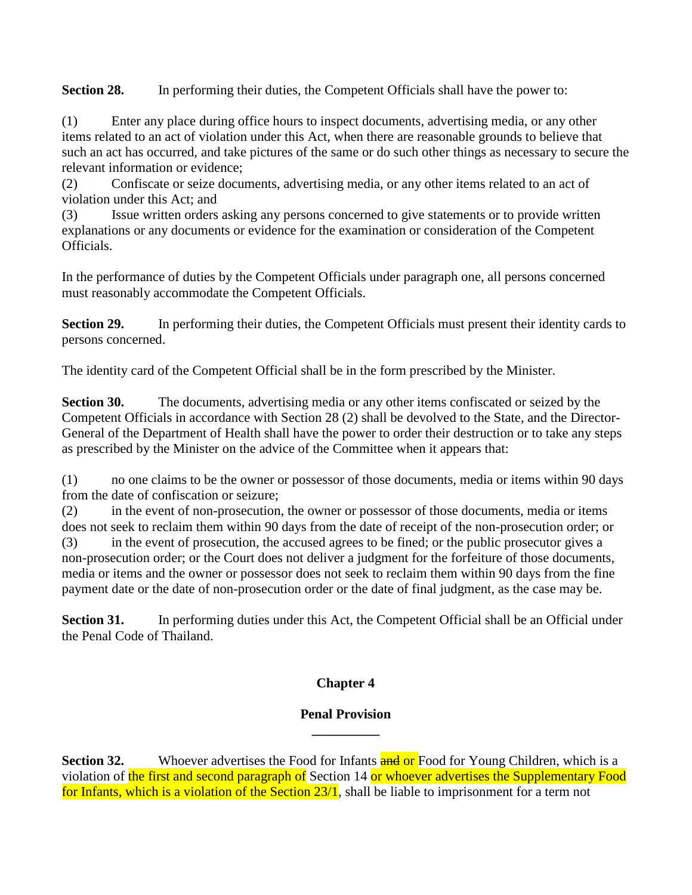**Section 28.** In performing their duties, the Competent Officials shall have the power to:

(1) Enter any place during office hours to inspect documents, advertising media, or any other items related to an act of violation under this Act, when there are reasonable grounds to believe that such an act has occurred, and take pictures of the same or do such other things as necessary to secure the relevant information or evidence;
(2) Confiscate or seize documents, advertising media, or any other items related to an act of violation under this Act; and
(3) Issue written orders asking any persons concerned to give statements or to provide written explanations or any documents or evidence for the examination or consideration of the Competent Officials.

In the performance of duties by the Competent Officials under paragraph one, all persons concerned must reasonably accommodate the Competent Officials.

**Section 29.** In performing their duties, the Competent Officials must present their identity cards to persons concerned.

The identity card of the Competent Official shall be in the form prescribed by the Minister.

**Section 30.** The documents, advertising media or any other items confiscated or seized by the Competent Officials in accordance with Section 28 (2) shall be devolved to the State, and the Director-General of the Department of Health shall have the power to order their destruction or to take any steps as prescribed by the Minister on the advice of the Committee when it appears that:

(1) no one claims to be the owner or possessor of those documents, media or items within 90 days from the date of confiscation or seizure;
(2) in the event of non-prosecution, the owner or possessor of those documents, media or items does not seek to reclaim them within 90 days from the date of receipt of the non-prosecution order; or
(3) in the event of prosecution, the accused agrees to be fined; or the public prosecutor gives a non-prosecution order; or the Court does not deliver a judgment for the forfeiture of those documents, media or items and the owner or possessor does not seek to reclaim them within 90 days from the fine payment date or the date of non-prosecution order or the date of final judgment, as the case may be.

**Section 31.** In performing duties under this Act, the Competent Official shall be an Official under the Penal Code of Thailand.

## Chapter 4

## Penal Provision

**Section 32.** Whoever advertises the Food for Infants ~~and~~ or Food for Young Children, which is a violation of the first and second paragraph of Section 14 or whoever advertises the Supplementary Food for Infants, which is a violation of the Section 23/1, shall be liable to imprisonment for a term not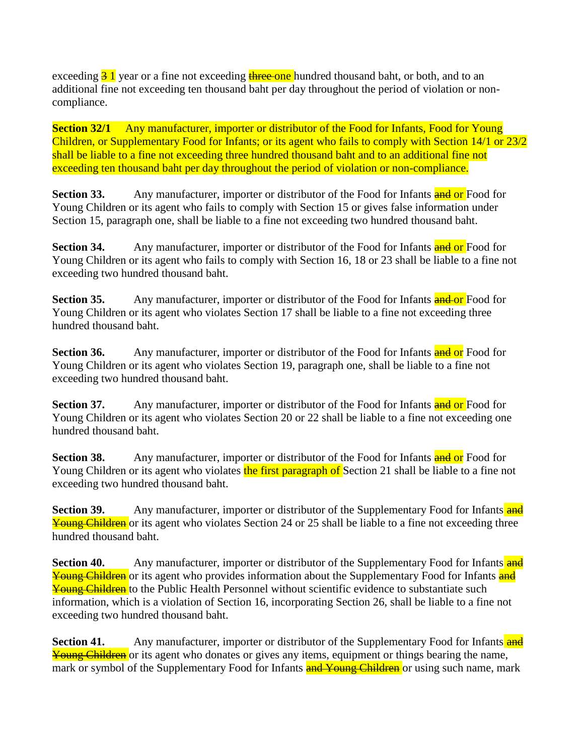exceeding ~~3~~ 1 year or a fine not exceeding ~~three~~ one hundred thousand baht, or both, and to an additional fine not exceeding ten thousand baht per day throughout the period of violation or non-compliance.

**Section 32/1** Any manufacturer, importer or distributor of the Food for Infants, Food for Young Children, or Supplementary Food for Infants; or its agent who fails to comply with Section 14/1 or 23/2 shall be liable to a fine not exceeding three hundred thousand baht and to an additional fine not exceeding ten thousand baht per day throughout the period of violation or non-compliance.

**Section 33.** Any manufacturer, importer or distributor of the Food for Infants ~~and~~ or Food for Young Children or its agent who fails to comply with Section 15 or gives false information under Section 15, paragraph one, shall be liable to a fine not exceeding two hundred thousand baht.

**Section 34.** Any manufacturer, importer or distributor of the Food for Infants ~~and~~ or Food for Young Children or its agent who fails to comply with Section 16, 18 or 23 shall be liable to a fine not exceeding two hundred thousand baht.

**Section 35.** Any manufacturer, importer or distributor of the Food for Infants ~~and~~ or Food for Young Children or its agent who violates Section 17 shall be liable to a fine not exceeding three hundred thousand baht.

**Section 36.** Any manufacturer, importer or distributor of the Food for Infants ~~and~~ or Food for Young Children or its agent who violates Section 19, paragraph one, shall be liable to a fine not exceeding two hundred thousand baht.

**Section 37.** Any manufacturer, importer or distributor of the Food for Infants ~~and~~ or Food for Young Children or its agent who violates Section 20 or 22 shall be liable to a fine not exceeding one hundred thousand baht.

**Section 38.** Any manufacturer, importer or distributor of the Food for Infants ~~and~~ or Food for Young Children or its agent who violates the first paragraph of Section 21 shall be liable to a fine not exceeding two hundred thousand baht.

**Section 39.** Any manufacturer, importer or distributor of the Supplementary Food for Infants ~~and Young Children~~ or its agent who violates Section 24 or 25 shall be liable to a fine not exceeding three hundred thousand baht.

**Section 40.** Any manufacturer, importer or distributor of the Supplementary Food for Infants ~~and Young Children~~ or its agent who provides information about the Supplementary Food for Infants ~~and Young Children~~ to the Public Health Personnel without scientific evidence to substantiate such information, which is a violation of Section 16, incorporating Section 26, shall be liable to a fine not exceeding two hundred thousand baht.

**Section 41.** Any manufacturer, importer or distributor of the Supplementary Food for Infants ~~and Young Children~~ or its agent who donates or gives any items, equipment or things bearing the name, mark or symbol of the Supplementary Food for Infants ~~and Young Children~~ or using such name, mark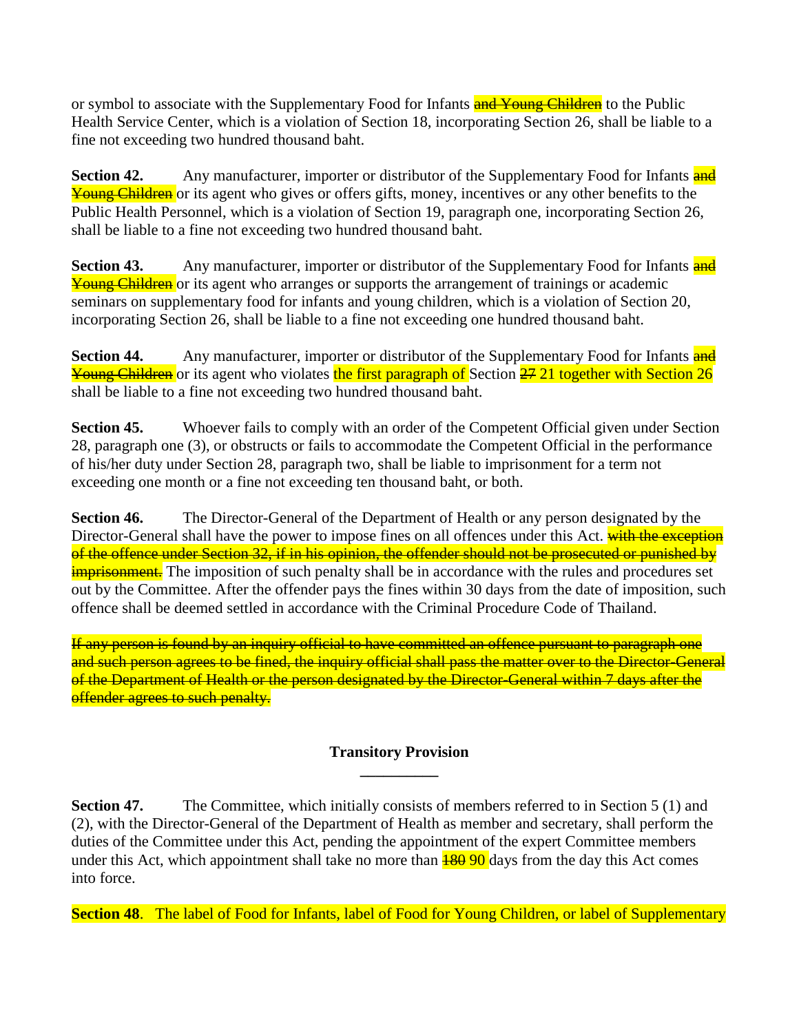or symbol to associate with the Supplementary Food for Infants ~~and Young Children~~ to the Public Health Service Center, which is a violation of Section 18, incorporating Section 26, shall be liable to a fine not exceeding two hundred thousand baht.

**Section 42.** Any manufacturer, importer or distributor of the Supplementary Food for Infants ~~and Young Children~~ or its agent who gives or offers gifts, money, incentives or any other benefits to the Public Health Personnel, which is a violation of Section 19, paragraph one, incorporating Section 26, shall be liable to a fine not exceeding two hundred thousand baht.

**Section 43.** Any manufacturer, importer or distributor of the Supplementary Food for Infants ~~and Young Children~~ or its agent who arranges or supports the arrangement of trainings or academic seminars on supplementary food for infants and young children, which is a violation of Section 20, incorporating Section 26, shall be liable to a fine not exceeding one hundred thousand baht.

**Section 44.** Any manufacturer, importer or distributor of the Supplementary Food for Infants ~~and Young Children~~ or its agent who violates the first paragraph of Section ~~27~~ 21 together with Section 26 shall be liable to a fine not exceeding two hundred thousand baht.

**Section 45.** Whoever fails to comply with an order of the Competent Official given under Section 28, paragraph one (3), or obstructs or fails to accommodate the Competent Official in the performance of his/her duty under Section 28, paragraph two, shall be liable to imprisonment for a term not exceeding one month or a fine not exceeding ten thousand baht, or both.

**Section 46.** The Director-General of the Department of Health or any person designated by the Director-General shall have the power to impose fines on all offences under this Act. ~~with the exception of the offence under Section 32, if in his opinion, the offender should not be prosecuted or punished by imprisonment.~~ The imposition of such penalty shall be in accordance with the rules and procedures set out by the Committee. After the offender pays the fines within 30 days from the date of imposition, such offence shall be deemed settled in accordance with the Criminal Procedure Code of Thailand.

~~If any person is found by an inquiry official to have committed an offence pursuant to paragraph one and such person agrees to be fined, the inquiry official shall pass the matter over to the Director-General of the Department of Health or the person designated by the Director-General within 7 days after the offender agrees to such penalty.~~

## Transitory Provision

**Section 47.** The Committee, which initially consists of members referred to in Section 5 (1) and (2), with the Director-General of the Department of Health as member and secretary, shall perform the duties of the Committee under this Act, pending the appointment of the expert Committee members under this Act, which appointment shall take no more than ~~180~~ 90 days from the day this Act comes into force.

**Section 48**. The label of Food for Infants, label of Food for Young Children, or label of Supplementary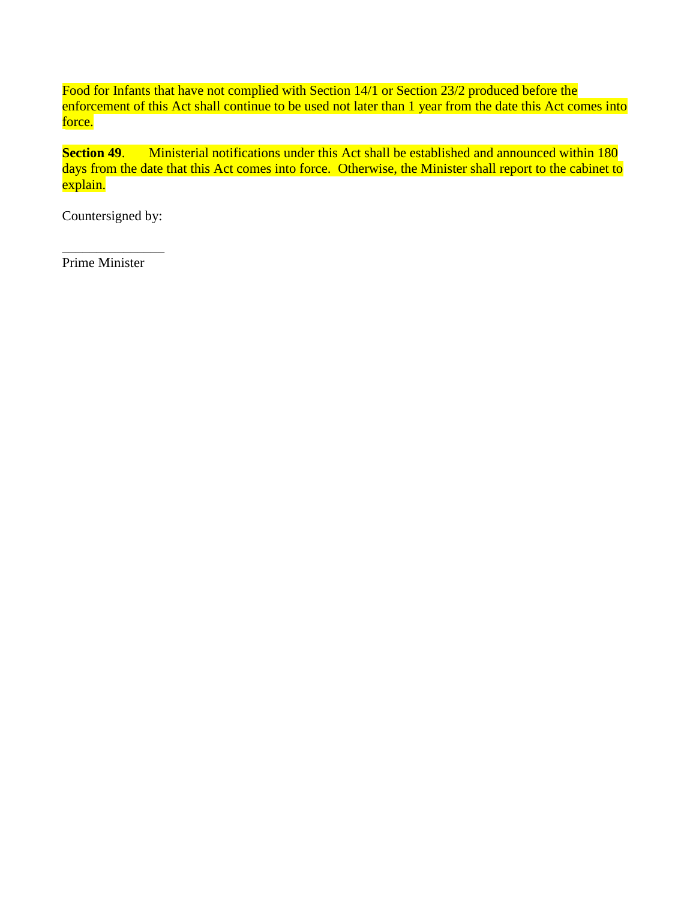Food for Infants that have not complied with Section 14/1 or Section 23/2 produced before the enforcement of this Act shall continue to be used not later than 1 year from the date this Act comes into force.

**Section 49**. Ministerial notifications under this Act shall be established and announced within 180 days from the date that this Act comes into force. Otherwise, the Minister shall report to the cabinet to explain.

Countersigned by:

_______________

Prime Minister